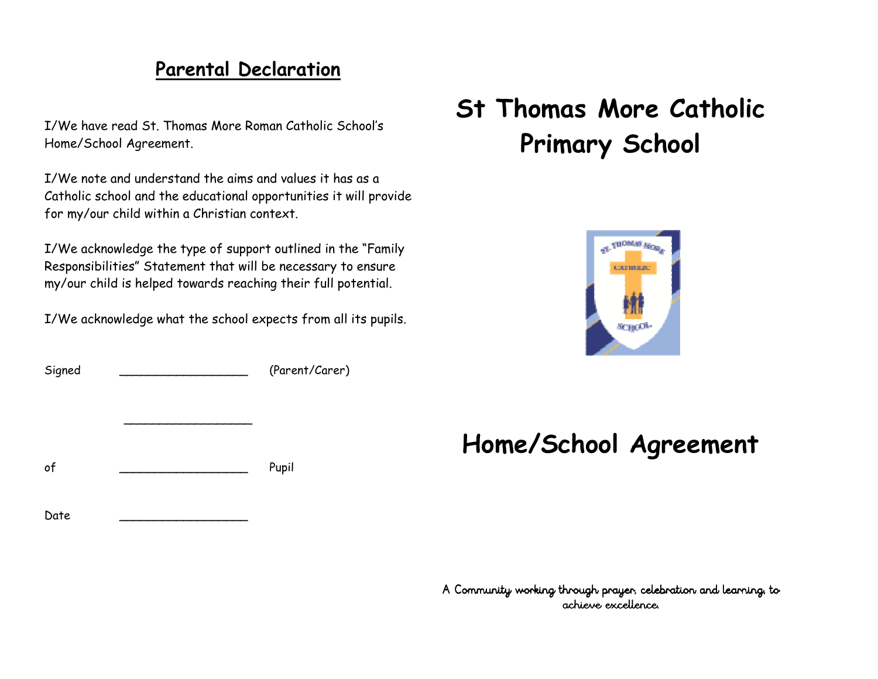## Parental Declaration

I/We have read St. Thomas More Roman Catholic School's Home/School Agreement.

I/We note and understand the aims and values it has as a Catholic school and the educational opportunities it will provide for my/our child within a Christian context.

I/We acknowledge the type of support outlined in the "Family Responsibilities" Statement that will be necessary to ensure my/our child is helped towards reaching their full potential.

I/We acknowledge what the school expects from all its pupils.

Signed ________________ (Parent/Carer)

________________

of ________________ Pupil

Date ________________

# St Thomas More Catholic Primary School

# Home/School Agreement

A Community working through prayer, celebration and learning, to achieve excellence.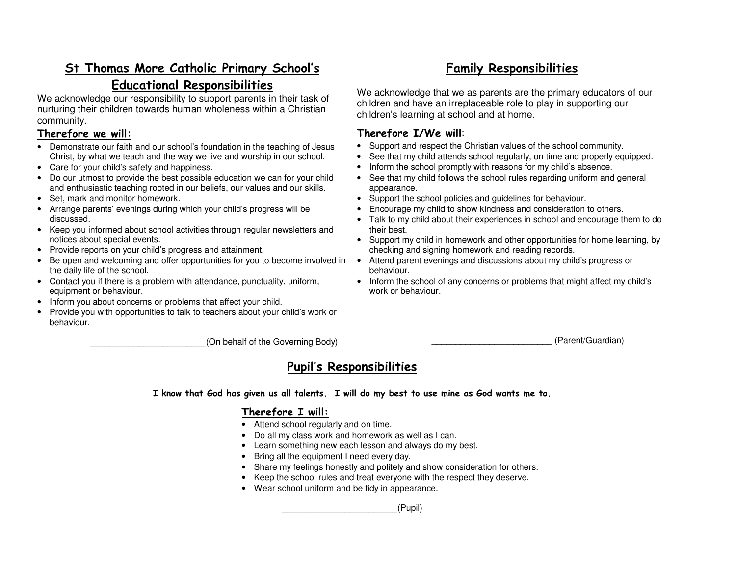## St Thomas More Catholic Primary School's Educational Responsibilities

We acknowledge our responsibility to support parents in their task of nurturing their children towards human wholeness within a Christian community.

**Therefore we will:**

- Demonstrate our faith and our school's foundation in the teaching of Jesus Christ, by what we teach and the way we live and worship in our school.
- Care for your child's safety and happiness.
- Do our utmost to provide the best possible education we can for your child and enthusiastic teaching rooted in our beliefs, our values and our skills.
- Set, mark and monitor homework.
- Arrange parents' evenings during which your child's progress will be discussed.
- Keep you informed about school activities through regular newsletters and notices about special events.
- Provide reports on your child's progress and attainment.
- Be open and welcoming and offer opportunities for you to become involved in the daily life of the school.
- Contact you if there is a problem with attendance, punctuality, uniform, equipment or behaviour.
- Inform you about concerns or problems that affect your child.
- Provide you with opportunities to talk to teachers about your child's work or behaviour.

________________________(On behalf of the Governing Body)

## Family Responsibilities

We acknowledge that we as parents are the primary educators of our children and have an irreplaceable role to play in supporting our children's learning at school and at home.

**Therefore I/We will:**

- Support and respect the Christian values of the school community.
- See that my child attends school regularly, on time and properly equipped.
- Inform the school promptly with reasons for my child's absence.
- See that my child follows the school rules regarding uniform and general appearance.
- Support the school policies and guidelines for behaviour.
- Encourage my child to show kindness and consideration to others.
- Talk to my child about their experiences in school and encourage them to do their best.
- Support my child in homework and other opportunities for home learning, by checking and signing homework and reading records.
- Attend parent evenings and discussions about my child's progress or behaviour.
- Inform the school of any concerns or problems that might affect my child's work or behaviour.

_________________________ (Parent/Guardian)

## Pupil's Responsibilities

**I know that God has given us all talents. I will do my best to use mine as God wants me to.**

**Therefore I will:**

- Attend school regularly and on time.
- Do all my class work and homework as well as I can.
- Learn something new each lesson and always do my best.
- Bring all the equipment I need every day.
- Share my feelings honestly and politely and show consideration for others.
- Keep the school rules and treat everyone with the respect they deserve.
- Wear school uniform and be tidy in appearance.

________________________(Pupil)